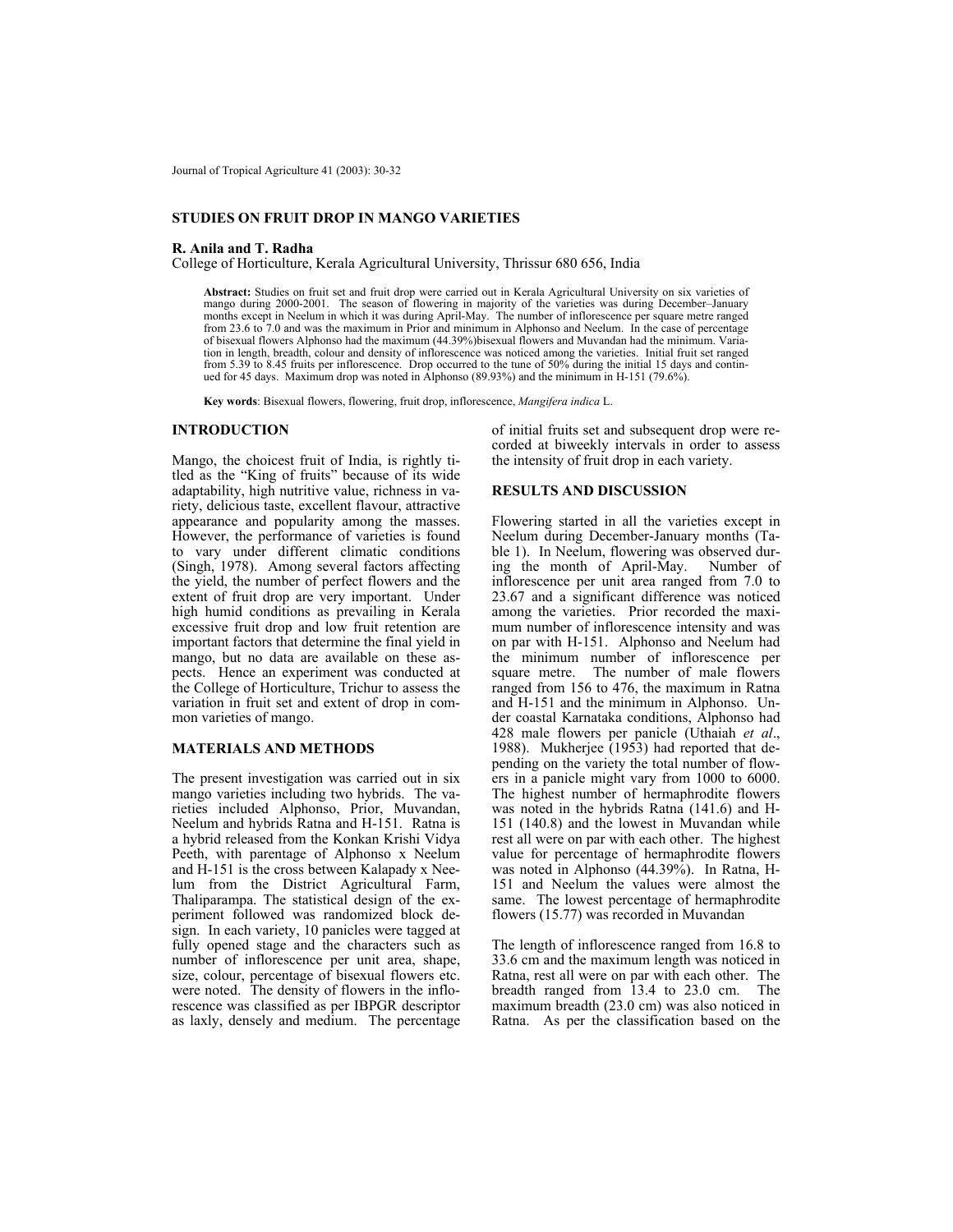# STUDIES ON FRUIT DROP IN MANGO VARIETIES

**R. Anila and T. Radha**

College of Horticulture, Kerala Agricultural University, Thrissur 680 656, India

**Abstract:** Studies on fruit set and fruit drop were carried out in Kerala Agricultural University on six varieties of mango during 2000-2001. The season of flowering in majority of the varieties was during December–January months except in Neelum in which it was during April-May. The number of inflorescence per square metre ranged from 23.6 to 7.0 and was the maximum in Prior and minimum in Alphonso and Neelum. In the case of percentage of bisexual flowers Alphonso had the maximum (44.39%)bisexual flowers and Muvandan had the minimum. Variation in length, breadth, colour and density of inflorescence was noticed among the varieties. Initial fruit set ranged from 5.39 to 8.45 fruits per inflorescence. Drop occurred to the tune of 50% during the initial 15 days and continued for 45 days. Maximum drop was noted in Alphonso (89.93%) and the minimum in H-151 (79.6%).

**Key words**: Bisexual flowers, flowering, fruit drop, inflorescence, *Mangifera indica* L.

## INTRODUCTION

Mango, the choicest fruit of India, is rightly titled as the "King of fruits" because of its wide adaptability, high nutritive value, richness in variety, delicious taste, excellent flavour, attractive appearance and popularity among the masses. However, the performance of varieties is found to vary under different climatic conditions (Singh, 1978). Among several factors affecting the yield, the number of perfect flowers and the extent of fruit drop are very important. Under high humid conditions as prevailing in Kerala excessive fruit drop and low fruit retention are important factors that determine the final yield in mango, but no data are available on these aspects. Hence an experiment was conducted at the College of Horticulture, Trichur to assess the variation in fruit set and extent of drop in common varieties of mango.

## MATERIALS AND METHODS

The present investigation was carried out in six mango varieties including two hybrids. The varieties included Alphonso, Prior, Muvandan, Neelum and hybrids Ratna and H-151. Ratna is a hybrid released from the Konkan Krishi Vidya Peeth, with parentage of Alphonso x Neelum and H-151 is the cross between Kalapady x Neelum from the District Agricultural Farm, Thaliparampa. The statistical design of the experiment followed was randomized block design. In each variety, 10 panicles were tagged at fully opened stage and the characters such as number of inflorescence per unit area, shape, size, colour, percentage of bisexual flowers etc. were noted. The density of flowers in the inflorescence was classified as per IBPGR descriptor as laxly, densely and medium. The percentage of initial fruits set and subsequent drop were recorded at biweekly intervals in order to assess the intensity of fruit drop in each variety.

## RESULTS AND DISCUSSION

Flowering started in all the varieties except in Neelum during December-January months (Table 1). In Neelum, flowering was observed during the month of April-May. Number of inflorescence per unit area ranged from 7.0 to 23.67 and a significant difference was noticed among the varieties. Prior recorded the maximum number of inflorescence intensity and was on par with H-151. Alphonso and Neelum had the minimum number of inflorescence per square metre. The number of male flowers ranged from 156 to 476, the maximum in Ratna and H-151 and the minimum in Alphonso. Under coastal Karnataka conditions, Alphonso had 428 male flowers per panicle (Uthaiah *et al*., 1988). Mukherjee (1953) had reported that depending on the variety the total number of flowers in a panicle might vary from 1000 to 6000. The highest number of hermaphrodite flowers was noted in the hybrids Ratna (141.6) and H-151 (140.8) and the lowest in Muvandan while rest all were on par with each other. The highest value for percentage of hermaphrodite flowers was noted in Alphonso (44.39%). In Ratna, H-151 and Neelum the values were almost the same. The lowest percentage of hermaphrodite flowers (15.77) was recorded in Muvandan

The length of inflorescence ranged from 16.8 to 33.6 cm and the maximum length was noticed in Ratna, rest all were on par with each other. The breadth ranged from 13.4 to 23.0 cm. The maximum breadth (23.0 cm) was also noticed in Ratna. As per the classification based on the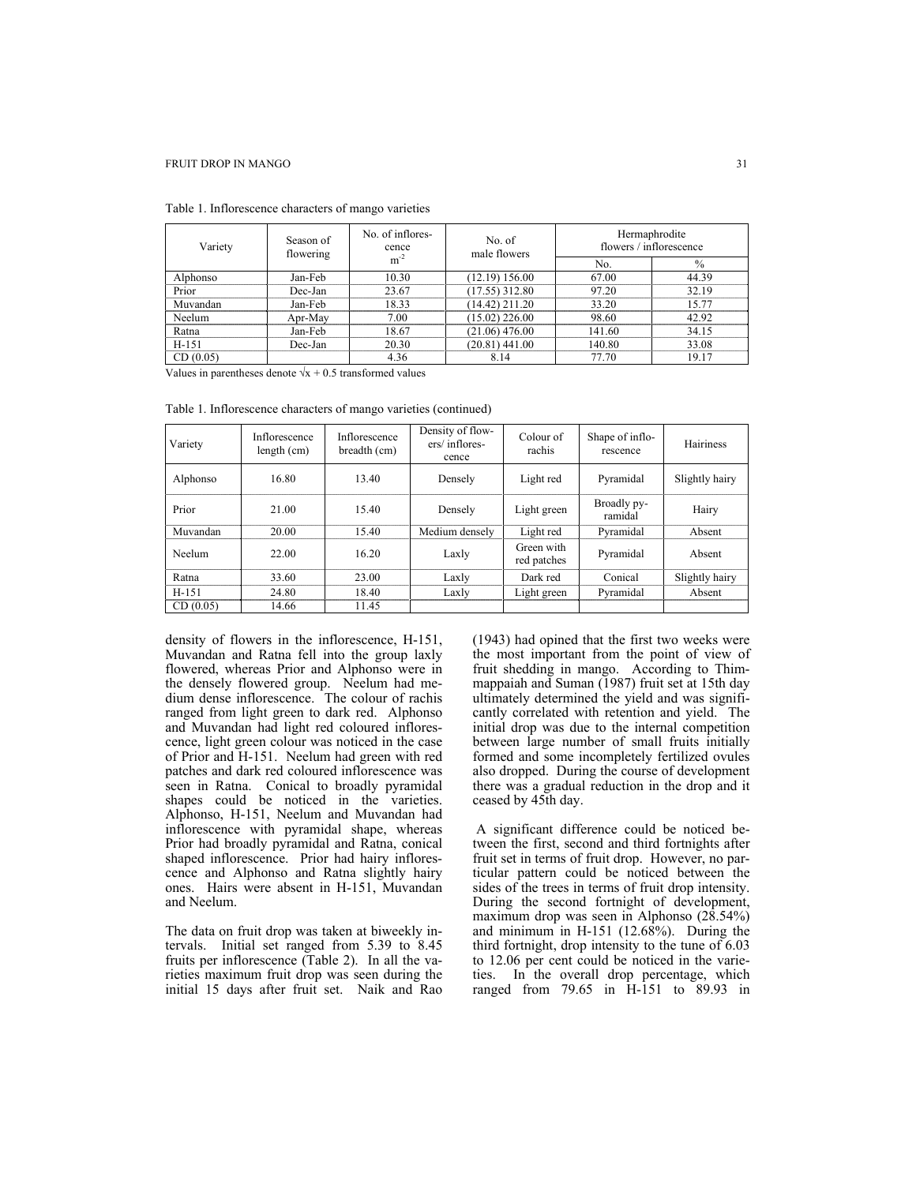Table 1. Inflorescence characters of mango varieties

| Variety | Season of flowering | No. of inflorescence $m^{-2}$ | No. of male flowers | Hermaphrodite flowers / inflorescence | |
|---|---|---|---|---|---|
| | | | | No. | % |
| Alphonso | Jan-Feb | 10.30 | (12.19) 156.00 | 67.00 | 44.39 |
| Prior | Dec-Jan | 23.67 | (17.55) 312.80 | 97.20 | 32.19 |
| Muvandan | Jan-Feb | 18.33 | (14.42) 211.20 | 33.20 | 15.77 |
| Neelum | Apr-May | 7.00 | (15.02) 226.00 | 98.60 | 42.92 |
| Ratna | Jan-Feb | 18.67 | (21.06) 476.00 | 141.60 | 34.15 |
| H-151 | Dec-Jan | 20.30 | (20.81) 441.00 | 140.80 | 33.08 |
| CD (0.05) | | 4.36 | 8.14 | 77.70 | 19.17 |

Values in parentheses denote $\sqrt{x + 0.5}$ transformed values

Table 1. Inflorescence characters of mango varieties (continued)

| Variety | Inflorescence length (cm) | Inflorescence breadth (cm) | Density of flowers/ inflorescence | Colour of rachis | Shape of inflorescence | Hairiness |
|---|---|---|---|---|---|---|
| Alphonso | 16.80 | 13.40 | Densely | Light red | Pyramidal | Slightly hairy |
| Prior | 21.00 | 15.40 | Densely | Light green | Broadly pyramidal | Hairy |
| Muvandan | 20.00 | 15.40 | Medium densely | Light red | Pyramidal | Absent |
| Neelum | 22.00 | 16.20 | Laxly | Green with red patches | Pyramidal | Absent |
| Ratna | 33.60 | 23.00 | Laxly | Dark red | Conical | Slightly hairy |
| H-151 | 24.80 | 18.40 | Laxly | Light green | Pyramidal | Absent |
| CD (0.05) | 14.66 | 11.45 | | | | |

density of flowers in the inflorescence, H-151, Muvandan and Ratna fell into the group laxly flowered, whereas Prior and Alphonso were in the densely flowered group. Neelum had medium dense inflorescence. The colour of rachis ranged from light green to dark red. Alphonso and Muvandan had light red coloured inflorescence, light green colour was noticed in the case of Prior and H-151. Neelum had green with red patches and dark red coloured inflorescence was seen in Ratna. Conical to broadly pyramidal shapes could be noticed in the varieties. Alphonso, H-151, Neelum and Muvandan had inflorescence with pyramidal shape, whereas Prior had broadly pyramidal and Ratna, conical shaped inflorescence. Prior had hairy inflorescence and Alphonso and Ratna slightly hairy ones. Hairs were absent in H-151, Muvandan and Neelum.

The data on fruit drop was taken at biweekly intervals. Initial set ranged from 5.39 to 8.45 fruits per inflorescence (Table 2). In all the varieties maximum fruit drop was seen during the initial 15 days after fruit set. Naik and Rao (1943) had opined that the first two weeks were the most important from the point of view of fruit shedding in mango. According to Thimmappaiah and Suman (1987) fruit set at 15th day ultimately determined the yield and was significantly correlated with retention and yield. The initial drop was due to the internal competition between large number of small fruits initially formed and some incompletely fertilized ovules also dropped. During the course of development there was a gradual reduction in the drop and it ceased by 45th day.

A significant difference could be noticed between the first, second and third fortnights after fruit set in terms of fruit drop. However, no particular pattern could be noticed between the sides of the trees in terms of fruit drop intensity. During the second fortnight of development, maximum drop was seen in Alphonso (28.54%) and minimum in H-151 (12.68%). During the third fortnight, drop intensity to the tune of 6.03 to 12.06 per cent could be noticed in the varieties. In the overall drop percentage, which ranged from 79.65 in H-151 to 89.93 in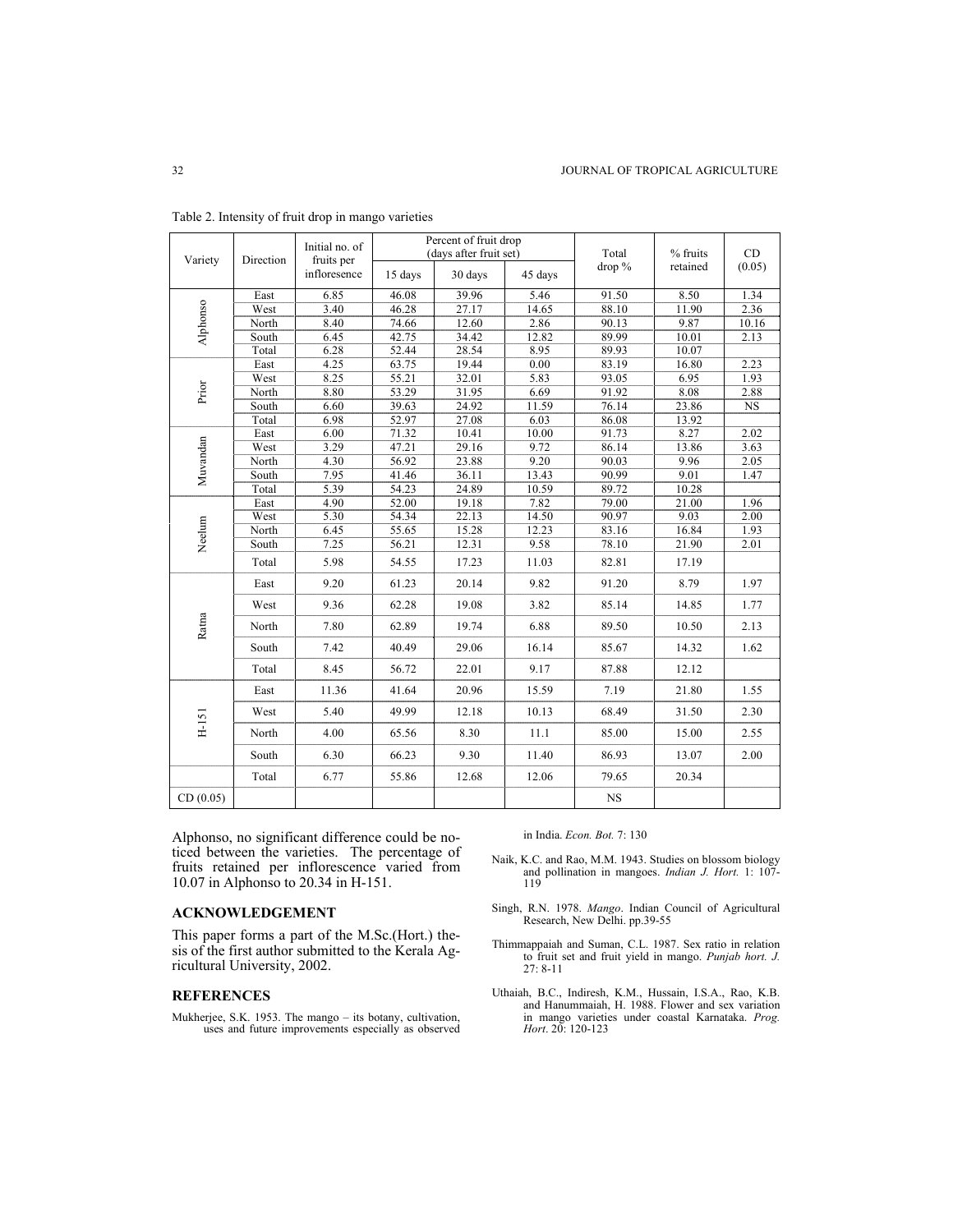Table 2. Intensity of fruit drop in mango varieties

| Variety | Direction | Initial no. of fruits per infloresence | Percent of fruit drop (days after fruit set) | | | Total drop % | % fruits retained | CD (0.05) |
|---|---|---|---|---|---|---|---|---|
| | | | 15 days | 30 days | 45 days | | | |
| Alphonso | East | 6.85 | 46.08 | 39.96 | 5.46 | 91.50 | 8.50 | 1.34 |
| | West | 3.40 | 46.28 | 27.17 | 14.65 | 88.10 | 11.90 | 2.36 |
| | North | 8.40 | 74.66 | 12.60 | 2.86 | 90.13 | 9.87 | 10.16 |
| | South | 6.45 | 42.75 | 34.42 | 12.82 | 89.99 | 10.01 | 2.13 |
| | Total | 6.28 | 52.44 | 28.54 | 8.95 | 89.93 | 10.07 | |
| Prior | East | 4.25 | 63.75 | 19.44 | 0.00 | 83.19 | 16.80 | 2.23 |
| | West | 8.25 | 55.21 | 32.01 | 5.83 | 93.05 | 6.95 | 1.93 |
| | North | 8.80 | 53.29 | 31.95 | 6.69 | 91.92 | 8.08 | 2.88 |
| | South | 6.60 | 39.63 | 24.92 | 11.59 | 76.14 | 23.86 | NS |
| | Total | 6.98 | 52.97 | 27.08 | 6.03 | 86.08 | 13.92 | |
| Muvandan | East | 6.00 | 71.32 | 10.41 | 10.00 | 91.73 | 8.27 | 2.02 |
| | West | 3.29 | 47.21 | 29.16 | 9.72 | 86.14 | 13.86 | 3.63 |
| | North | 4.30 | 56.92 | 23.88 | 9.20 | 90.03 | 9.96 | 2.05 |
| | South | 7.95 | 41.46 | 36.11 | 13.43 | 90.99 | 9.01 | 1.47 |
| | Total | 5.39 | 54.23 | 24.89 | 10.59 | 89.72 | 10.28 | |
| Neelum | East | 4.90 | 52.00 | 19.18 | 7.82 | 79.00 | 21.00 | 1.96 |
| | West | 5.30 | 54.34 | 22.13 | 14.50 | 90.97 | 9.03 | 2.00 |
| | North | 6.45 | 55.65 | 15.28 | 12.23 | 83.16 | 16.84 | 1.93 |
| | South | 7.25 | 56.21 | 12.31 | 9.58 | 78.10 | 21.90 | 2.01 |
| | Total | 5.98 | 54.55 | 17.23 | 11.03 | 82.81 | 17.19 | |
| Ratna | East | 9.20 | 61.23 | 20.14 | 9.82 | 91.20 | 8.79 | 1.97 |
| | West | 9.36 | 62.28 | 19.08 | 3.82 | 85.14 | 14.85 | 1.77 |
| | North | 7.80 | 62.89 | 19.74 | 6.88 | 89.50 | 10.50 | 2.13 |
| | South | 7.42 | 40.49 | 29.06 | 16.14 | 85.67 | 14.32 | 1.62 |
| | Total | 8.45 | 56.72 | 22.01 | 9.17 | 87.88 | 12.12 | |
| H-151 | East | 11.36 | 41.64 | 20.96 | 15.59 | 7.19 | 21.80 | 1.55 |
| | West | 5.40 | 49.99 | 12.18 | 10.13 | 68.49 | 31.50 | 2.30 |
| | North | 4.00 | 65.56 | 8.30 | 11.1 | 85.00 | 15.00 | 2.55 |
| | South | 6.30 | 66.23 | 9.30 | 11.40 | 86.93 | 13.07 | 2.00 |
| | Total | 6.77 | 55.86 | 12.68 | 12.06 | 79.65 | 20.34 | |
| CD (0.05) | | | | | | NS | | |

Alphonso, no significant difference could be noticed between the varieties. The percentage of fruits retained per inflorescence varied from 10.07 in Alphonso to 20.34 in H-151.

## ACKNOWLEDGEMENT

This paper forms a part of the M.Sc.(Hort.) thesis of the first author submitted to the Kerala Agricultural University, 2002.

## REFERENCES

Mukherjee, S.K. 1953. The mango – its botany, cultivation, uses and future improvements especially as observed in India. *Econ. Bot.* 7: 130

Naik, K.C. and Rao, M.M. 1943. Studies on blossom biology and pollination in mangoes. *Indian J. Hort.* 1: 107-119

Singh, R.N. 1978. *Mango*. Indian Council of Agricultural Research, New Delhi. pp.39-55

Thimmappaiah and Suman, C.L. 1987. Sex ratio in relation to fruit set and fruit yield in mango. *Punjab hort. J.* 27: 8-11

Uthaiah, B.C., Indiresh, K.M., Hussain, I.S.A., Rao, K.B. and Hanummaiah, H. 1988. Flower and sex variation in mango varieties under coastal Karnataka. *Prog. Hort*. 20: 120-123